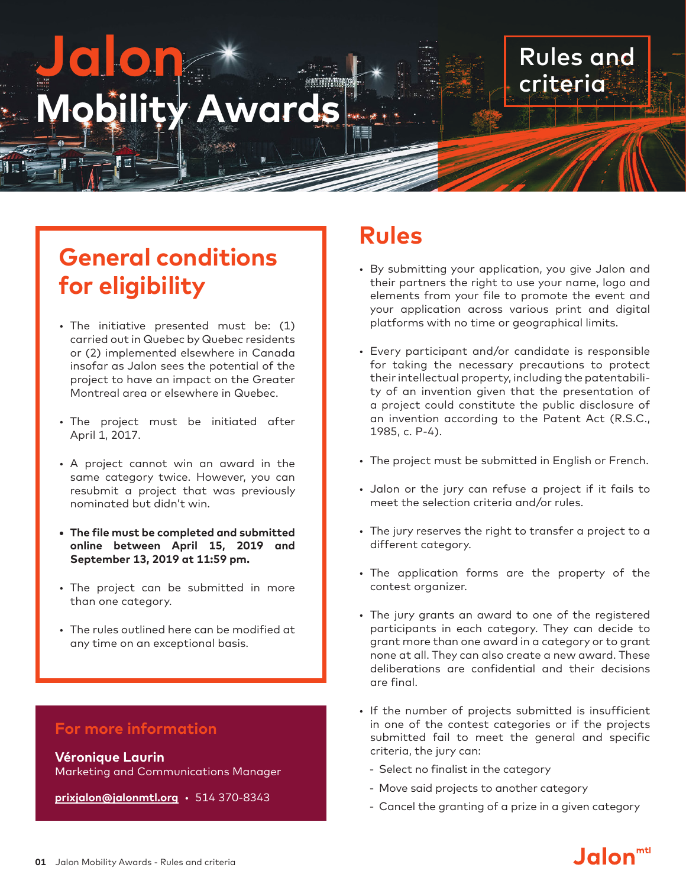# Jalon Mobility Awards

## Rules and criteria

## General conditions for eligibility

- The initiative presented must be: (1) carried out in Quebec by Quebec residents or (2) implemented elsewhere in Canada insofar as Jalon sees the potential of the project to have an impact on the Greater Montreal area or elsewhere in Quebec.
- The project must be initiated after April 1, 2017.
- A project cannot win an award in the same category twice. However, you can resubmit a project that was previously nominated but didn't win.
- **The file must be completed and submitted online between April 15, 2019 and September 13, 2019 at 11:59 pm.**
- The project can be submitted in more than one category.
- The rules outlined here can be modified at any time on an exceptional basis.

## For more information

**Véronique Laurin**
Marketing and Communications Manager

prixjalon@jalonmtl.org • 514 370-8343

## Rules

- By submitting your application, you give Jalon and their partners the right to use your name, logo and elements from your file to promote the event and your application across various print and digital platforms with no time or geographical limits.
- Every participant and/or candidate is responsible for taking the necessary precautions to protect their intellectual property, including the patentability of an invention given that the presentation of a project could constitute the public disclosure of an invention according to the Patent Act (R.S.C., 1985, c. P-4).
- The project must be submitted in English or French.
- Jalon or the jury can refuse a project if it fails to meet the selection criteria and/or rules.
- The jury reserves the right to transfer a project to a different category.
- The application forms are the property of the contest organizer.
- The jury grants an award to one of the registered participants in each category. They can decide to grant more than one award in a category or to grant none at all. They can also create a new award. These deliberations are confidential and their decisions are final.
- If the number of projects submitted is insufficient in one of the contest categories or if the projects submitted fail to meet the general and specific criteria, the jury can:
  - Select no finalist in the category
  - Move said projects to another category
  - Cancel the granting of a prize in a given category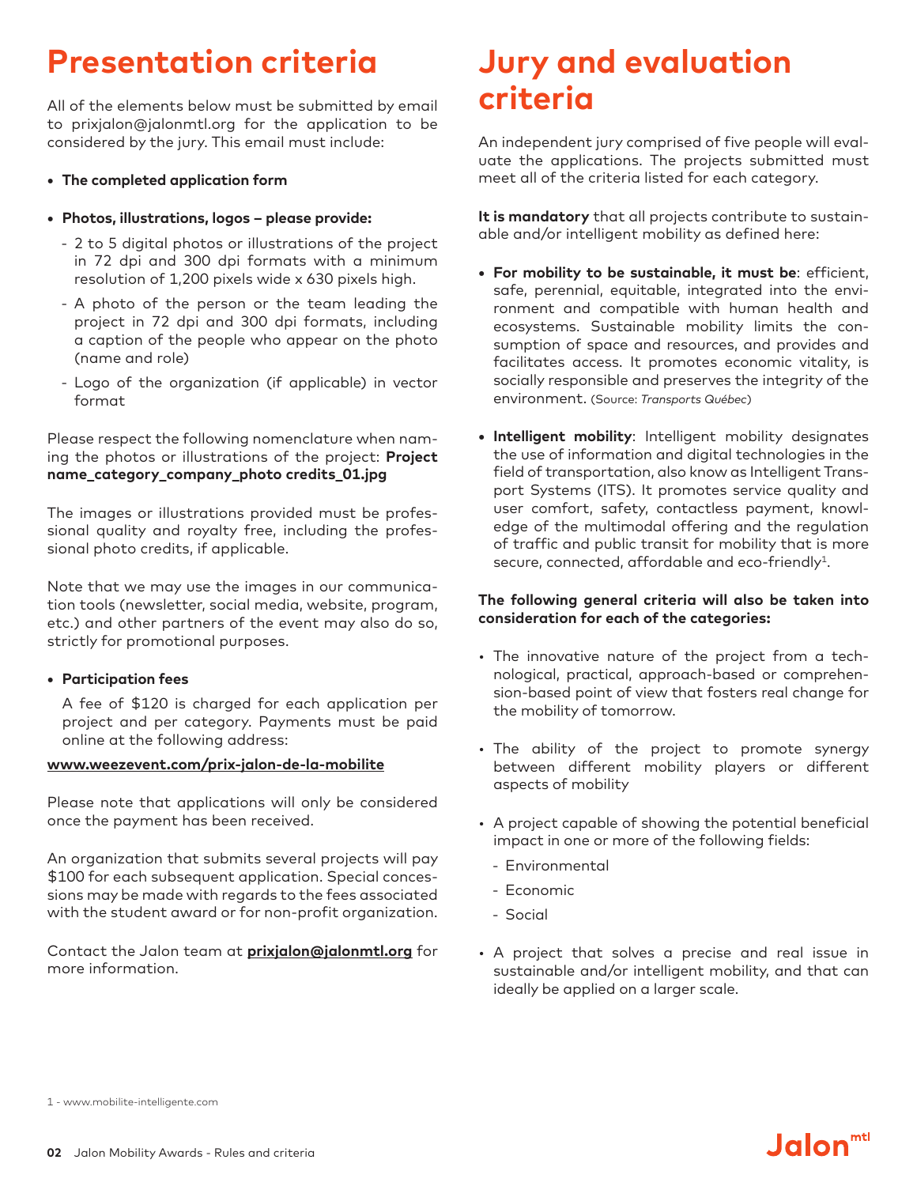# Presentation criteria

All of the elements below must be submitted by email to prixjalon@jalonmtl.org for the application to be considered by the jury. This email must include:

- **The completed application form**
- **Photos, illustrations, logos – please provide:**
  - 2 to 5 digital photos or illustrations of the project in 72 dpi and 300 dpi formats with a minimum resolution of 1,200 pixels wide x 630 pixels high.
  - A photo of the person or the team leading the project in 72 dpi and 300 dpi formats, including a caption of the people who appear on the photo (name and role)
  - Logo of the organization (if applicable) in vector format

Please respect the following nomenclature when naming the photos or illustrations of the project: **Project name_category_company_photo credits_01.jpg**

The images or illustrations provided must be professional quality and royalty free, including the professional photo credits, if applicable.

Note that we may use the images in our communication tools (newsletter, social media, website, program, etc.) and other partners of the event may also do so, strictly for promotional purposes.

- **Participation fees**

  A fee of $120 is charged for each application per project and per category. Payments must be paid online at the following address:

**www.weezevent.com/prix-jalon-de-la-mobilite**

Please note that applications will only be considered once the payment has been received.

An organization that submits several projects will pay $100 for each subsequent application. Special concessions may be made with regards to the fees associated with the student award or for non-profit organization.

Contact the Jalon team at **prixjalon@jalonmtl.org** for more information.

# Jury and evaluation criteria

An independent jury comprised of five people will evaluate the applications. The projects submitted must meet all of the criteria listed for each category.

**It is mandatory** that all projects contribute to sustainable and/or intelligent mobility as defined here:

- **For mobility to be sustainable, it must be**: efficient, safe, perennial, equitable, integrated into the environment and compatible with human health and ecosystems. Sustainable mobility limits the consumption of space and resources, and provides and facilitates access. It promotes economic vitality, is socially responsible and preserves the integrity of the environment. (Source: *Transports Québec*)
- **Intelligent mobility**: Intelligent mobility designates the use of information and digital technologies in the field of transportation, also know as Intelligent Transport Systems (ITS). It promotes service quality and user comfort, safety, contactless payment, knowledge of the multimodal offering and the regulation of traffic and public transit for mobility that is more secure, connected, affordable and eco-friendly[1].

**The following general criteria will also be taken into consideration for each of the categories:**

- The innovative nature of the project from a technological, practical, approach-based or comprehension-based point of view that fosters real change for the mobility of tomorrow.
- The ability of the project to promote synergy between different mobility players or different aspects of mobility
- A project capable of showing the potential beneficial impact in one or more of the following fields:
  - Environmental
  - Economic
  - Social
- A project that solves a precise and real issue in sustainable and/or intelligent mobility, and that can ideally be applied on a larger scale.

1 - www.mobilite-intelligente.com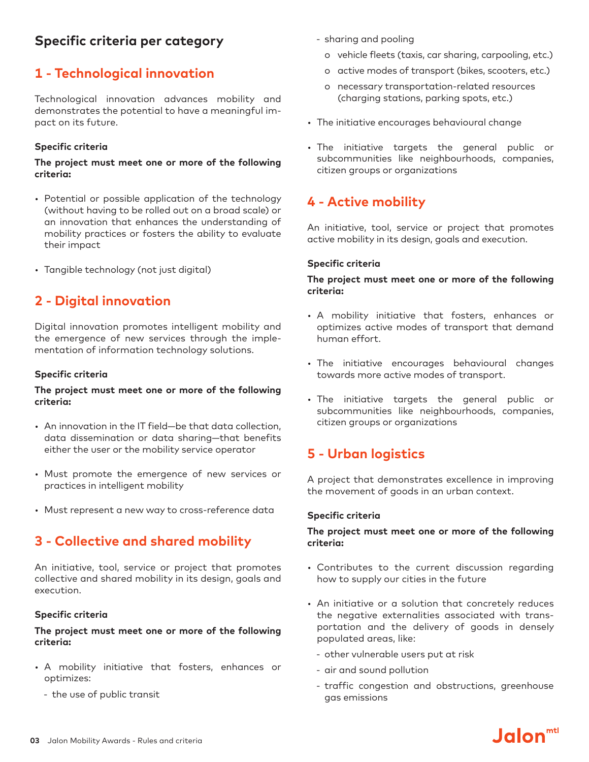## Specific criteria per category

## 1 - Technological innovation

Technological innovation advances mobility and demonstrates the potential to have a meaningful impact on its future.

#### Specific criteria

**The project must meet one or more of the following criteria:**

- Potential or possible application of the technology (without having to be rolled out on a broad scale) or an innovation that enhances the understanding of mobility practices or fosters the ability to evaluate their impact
- Tangible technology (not just digital)

## 2 - Digital innovation

Digital innovation promotes intelligent mobility and the emergence of new services through the implementation of information technology solutions.

#### Specific criteria

**The project must meet one or more of the following criteria:**

- An innovation in the IT field—be that data collection, data dissemination or data sharing—that benefits either the user or the mobility service operator
- Must promote the emergence of new services or practices in intelligent mobility
- Must represent a new way to cross-reference data

## 3 - Collective and shared mobility

An initiative, tool, service or project that promotes collective and shared mobility in its design, goals and execution.

#### Specific criteria

**The project must meet one or more of the following criteria:**

- A mobility initiative that fosters, enhances or optimizes:
  - the use of public transit
  - sharing and pooling
    - vehicle fleets (taxis, car sharing, carpooling, etc.)
    - active modes of transport (bikes, scooters, etc.)
    - necessary transportation-related resources (charging stations, parking spots, etc.)
- The initiative encourages behavioural change
- The initiative targets the general public or subcommunities like neighbourhoods, companies, citizen groups or organizations

## 4 - Active mobility

An initiative, tool, service or project that promotes active mobility in its design, goals and execution.

#### Specific criteria

**The project must meet one or more of the following criteria:**

- A mobility initiative that fosters, enhances or optimizes active modes of transport that demand human effort.
- The initiative encourages behavioural changes towards more active modes of transport.
- The initiative targets the general public or subcommunities like neighbourhoods, companies, citizen groups or organizations

## 5 - Urban logistics

A project that demonstrates excellence in improving the movement of goods in an urban context.

#### Specific criteria

**The project must meet one or more of the following criteria:**

- Contributes to the current discussion regarding how to supply our cities in the future
- An initiative or a solution that concretely reduces the negative externalities associated with transportation and the delivery of goods in densely populated areas, like:
  - other vulnerable users put at risk
  - air and sound pollution
  - traffic congestion and obstructions, greenhouse gas emissions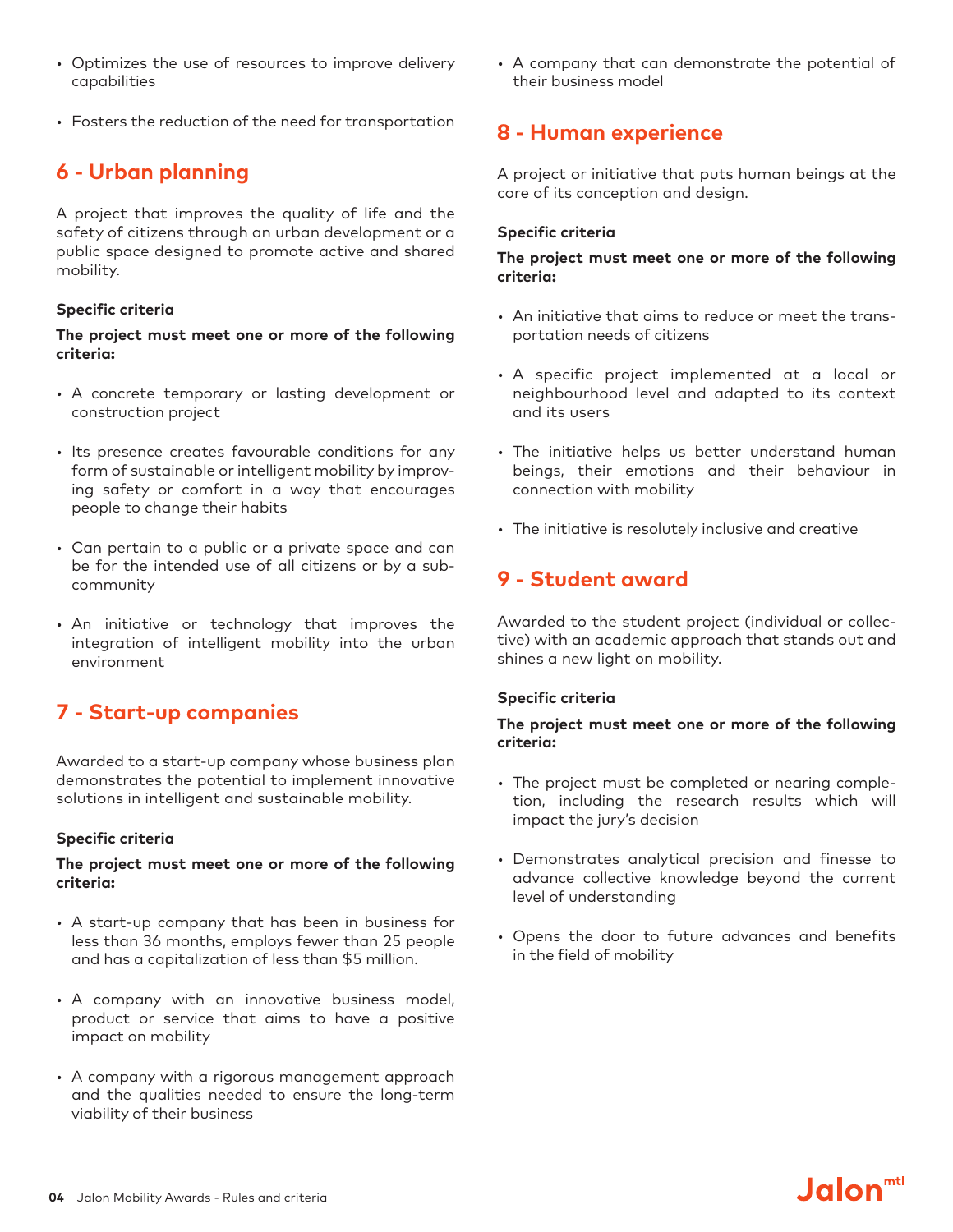- Optimizes the use of resources to improve delivery capabilities
- Fosters the reduction of the need for transportation

## 6 - Urban planning

A project that improves the quality of life and the safety of citizens through an urban development or a public space designed to promote active and shared mobility.

**Specific criteria**

**The project must meet one or more of the following criteria:**

- A concrete temporary or lasting development or construction project
- Its presence creates favourable conditions for any form of sustainable or intelligent mobility by improving safety or comfort in a way that encourages people to change their habits
- Can pertain to a public or a private space and can be for the intended use of all citizens or by a sub-community
- An initiative or technology that improves the integration of intelligent mobility into the urban environment

## 7 - Start-up companies

Awarded to a start-up company whose business plan demonstrates the potential to implement innovative solutions in intelligent and sustainable mobility.

**Specific criteria**

**The project must meet one or more of the following criteria:**

- A start-up company that has been in business for less than 36 months, employs fewer than 25 people and has a capitalization of less than $5 million.
- A company with an innovative business model, product or service that aims to have a positive impact on mobility
- A company with a rigorous management approach and the qualities needed to ensure the long-term viability of their business
- A company that can demonstrate the potential of their business model

## 8 - Human experience

A project or initiative that puts human beings at the core of its conception and design.

**Specific criteria**

**The project must meet one or more of the following criteria:**

- An initiative that aims to reduce or meet the transportation needs of citizens
- A specific project implemented at a local or neighbourhood level and adapted to its context and its users
- The initiative helps us better understand human beings, their emotions and their behaviour in connection with mobility
- The initiative is resolutely inclusive and creative

## 9 - Student award

Awarded to the student project (individual or collective) with an academic approach that stands out and shines a new light on mobility.

**Specific criteria**

**The project must meet one or more of the following criteria:**

- The project must be completed or nearing completion, including the research results which will impact the jury's decision
- Demonstrates analytical precision and finesse to advance collective knowledge beyond the current level of understanding
- Opens the door to future advances and benefits in the field of mobility